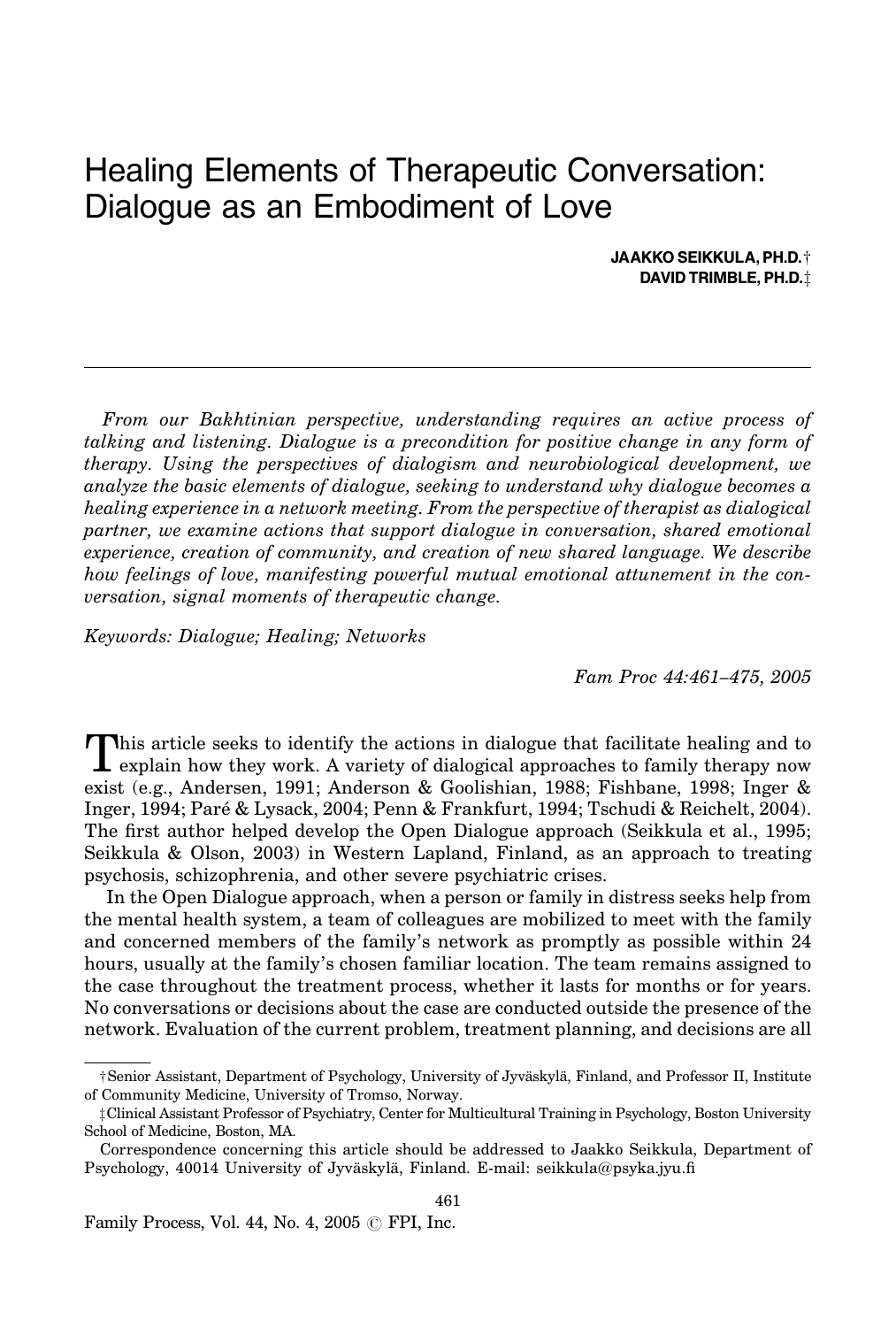# Healing Elements of Therapeutic Conversation: Dialogue as an Embodiment of Love

**JAAKKO SEIKKULA, PH.D.†**
**DAVID TRIMBLE, PH.D.‡**

*From our Bakhtinian perspective, understanding requires an active process of talking and listening. Dialogue is a precondition for positive change in any form of therapy. Using the perspectives of dialogism and neurobiological development, we analyze the basic elements of dialogue, seeking to understand why dialogue becomes a healing experience in a network meeting. From the perspective of therapist as dialogical partner, we examine actions that support dialogue in conversation, shared emotional experience, creation of community, and creation of new shared language. We describe how feelings of love, manifesting powerful mutual emotional attunement in the conversation, signal moments of therapeutic change.*

*Keywords: Dialogue; Healing; Networks*

*Fam Proc 44:461–475, 2005*

This article seeks to identify the actions in dialogue that facilitate healing and to explain how they work. A variety of dialogical approaches to family therapy now exist (e.g., Andersen, 1991; Anderson & Goolishian, 1988; Fishbane, 1998; Inger & Inger, 1994; Paré & Lysack, 2004; Penn & Frankfurt, 1994; Tschudi & Reichelt, 2004). The first author helped develop the Open Dialogue approach (Seikkula et al., 1995; Seikkula & Olson, 2003) in Western Lapland, Finland, as an approach to treating psychosis, schizophrenia, and other severe psychiatric crises.

In the Open Dialogue approach, when a person or family in distress seeks help from the mental health system, a team of colleagues are mobilized to meet with the family and concerned members of the family's network as promptly as possible within 24 hours, usually at the family's chosen familiar location. The team remains assigned to the case throughout the treatment process, whether it lasts for months or for years. No conversations or decisions about the case are conducted outside the presence of the network. Evaluation of the current problem, treatment planning, and decisions are all

---

†Senior Assistant, Department of Psychology, University of Jyväskylä, Finland, and Professor II, Institute of Community Medicine, University of Tromso, Norway.

‡Clinical Assistant Professor of Psychiatry, Center for Multicultural Training in Psychology, Boston University School of Medicine, Boston, MA.

Correspondence concerning this article should be addressed to Jaakko Seikkula, Department of Psychology, 40014 University of Jyväskylä, Finland. E-mail: seikkula@psyka.jyu.fi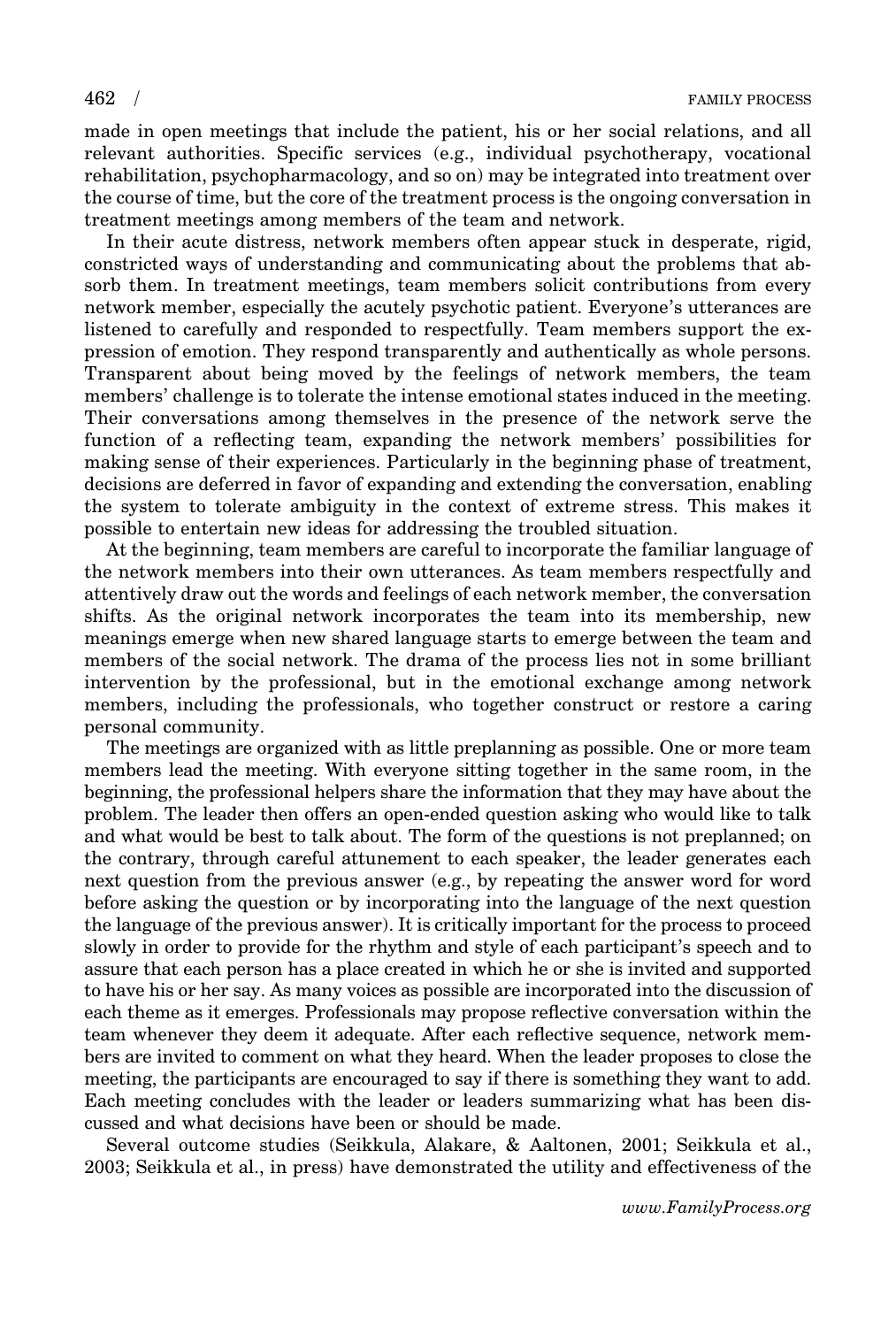made in open meetings that include the patient, his or her social relations, and all relevant authorities. Specific services (e.g., individual psychotherapy, vocational rehabilitation, psychopharmacology, and so on) may be integrated into treatment over the course of time, but the core of the treatment process is the ongoing conversation in treatment meetings among members of the team and network.

In their acute distress, network members often appear stuck in desperate, rigid, constricted ways of understanding and communicating about the problems that absorb them. In treatment meetings, team members solicit contributions from every network member, especially the acutely psychotic patient. Everyone's utterances are listened to carefully and responded to respectfully. Team members support the expression of emotion. They respond transparently and authentically as whole persons. Transparent about being moved by the feelings of network members, the team members' challenge is to tolerate the intense emotional states induced in the meeting. Their conversations among themselves in the presence of the network serve the function of a reflecting team, expanding the network members' possibilities for making sense of their experiences. Particularly in the beginning phase of treatment, decisions are deferred in favor of expanding and extending the conversation, enabling the system to tolerate ambiguity in the context of extreme stress. This makes it possible to entertain new ideas for addressing the troubled situation.

At the beginning, team members are careful to incorporate the familiar language of the network members into their own utterances. As team members respectfully and attentively draw out the words and feelings of each network member, the conversation shifts. As the original network incorporates the team into its membership, new meanings emerge when new shared language starts to emerge between the team and members of the social network. The drama of the process lies not in some brilliant intervention by the professional, but in the emotional exchange among network members, including the professionals, who together construct or restore a caring personal community.

The meetings are organized with as little preplanning as possible. One or more team members lead the meeting. With everyone sitting together in the same room, in the beginning, the professional helpers share the information that they may have about the problem. The leader then offers an open-ended question asking who would like to talk and what would be best to talk about. The form of the questions is not preplanned; on the contrary, through careful attunement to each speaker, the leader generates each next question from the previous answer (e.g., by repeating the answer word for word before asking the question or by incorporating into the language of the next question the language of the previous answer). It is critically important for the process to proceed slowly in order to provide for the rhythm and style of each participant's speech and to assure that each person has a place created in which he or she is invited and supported to have his or her say. As many voices as possible are incorporated into the discussion of each theme as it emerges. Professionals may propose reflective conversation within the team whenever they deem it adequate. After each reflective sequence, network members are invited to comment on what they heard. When the leader proposes to close the meeting, the participants are encouraged to say if there is something they want to add. Each meeting concludes with the leader or leaders summarizing what has been discussed and what decisions have been or should be made.

Several outcome studies (Seikkula, Alakare, & Aaltonen, 2001; Seikkula et al., 2003; Seikkula et al., in press) have demonstrated the utility and effectiveness of the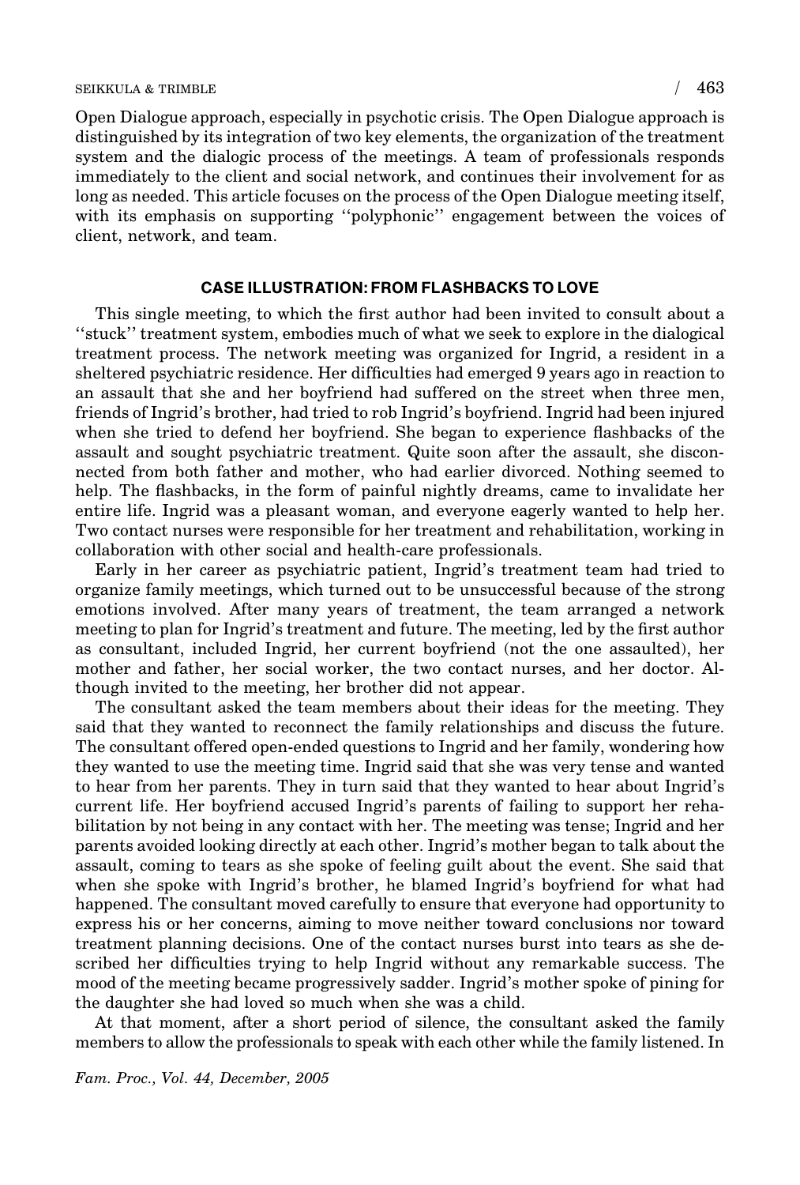Open Dialogue approach, especially in psychotic crisis. The Open Dialogue approach is distinguished by its integration of two key elements, the organization of the treatment system and the dialogic process of the meetings. A team of professionals responds immediately to the client and social network, and continues their involvement for as long as needed. This article focuses on the process of the Open Dialogue meeting itself, with its emphasis on supporting ''polyphonic'' engagement between the voices of client, network, and team.

## CASE ILLUSTRATION: FROM FLASHBACKS TO LOVE

This single meeting, to which the first author had been invited to consult about a ''stuck'' treatment system, embodies much of what we seek to explore in the dialogical treatment process. The network meeting was organized for Ingrid, a resident in a sheltered psychiatric residence. Her difficulties had emerged 9 years ago in reaction to an assault that she and her boyfriend had suffered on the street when three men, friends of Ingrid's brother, had tried to rob Ingrid's boyfriend. Ingrid had been injured when she tried to defend her boyfriend. She began to experience flashbacks of the assault and sought psychiatric treatment. Quite soon after the assault, she disconnected from both father and mother, who had earlier divorced. Nothing seemed to help. The flashbacks, in the form of painful nightly dreams, came to invalidate her entire life. Ingrid was a pleasant woman, and everyone eagerly wanted to help her. Two contact nurses were responsible for her treatment and rehabilitation, working in collaboration with other social and health-care professionals.

Early in her career as psychiatric patient, Ingrid's treatment team had tried to organize family meetings, which turned out to be unsuccessful because of the strong emotions involved. After many years of treatment, the team arranged a network meeting to plan for Ingrid's treatment and future. The meeting, led by the first author as consultant, included Ingrid, her current boyfriend (not the one assaulted), her mother and father, her social worker, the two contact nurses, and her doctor. Although invited to the meeting, her brother did not appear.

The consultant asked the team members about their ideas for the meeting. They said that they wanted to reconnect the family relationships and discuss the future. The consultant offered open-ended questions to Ingrid and her family, wondering how they wanted to use the meeting time. Ingrid said that she was very tense and wanted to hear from her parents. They in turn said that they wanted to hear about Ingrid's current life. Her boyfriend accused Ingrid's parents of failing to support her rehabilitation by not being in any contact with her. The meeting was tense; Ingrid and her parents avoided looking directly at each other. Ingrid's mother began to talk about the assault, coming to tears as she spoke of feeling guilt about the event. She said that when she spoke with Ingrid's brother, he blamed Ingrid's boyfriend for what had happened. The consultant moved carefully to ensure that everyone had opportunity to express his or her concerns, aiming to move neither toward conclusions nor toward treatment planning decisions. One of the contact nurses burst into tears as she described her difficulties trying to help Ingrid without any remarkable success. The mood of the meeting became progressively sadder. Ingrid's mother spoke of pining for the daughter she had loved so much when she was a child.

At that moment, after a short period of silence, the consultant asked the family members to allow the professionals to speak with each other while the family listened. In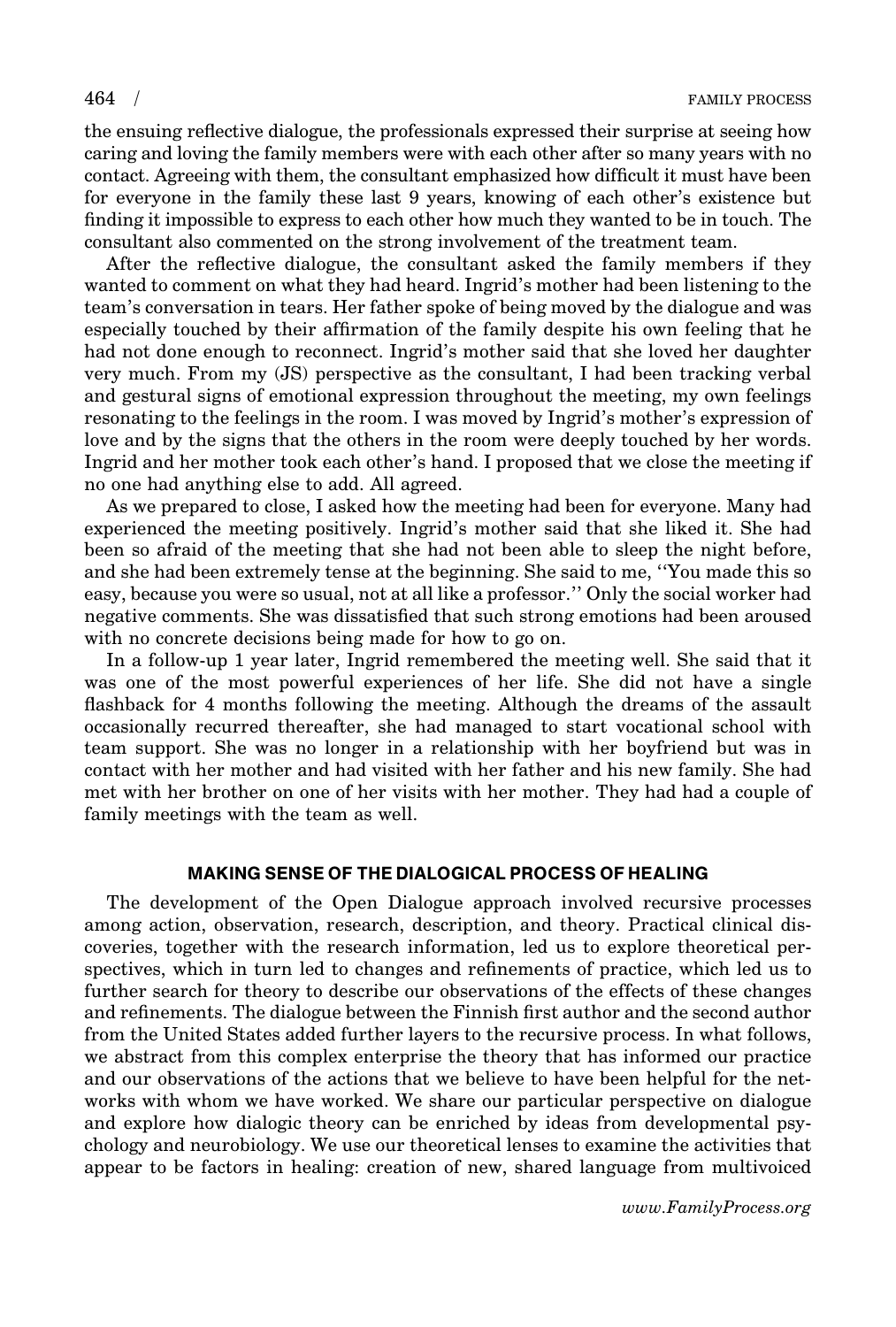the ensuing reflective dialogue, the professionals expressed their surprise at seeing how caring and loving the family members were with each other after so many years with no contact. Agreeing with them, the consultant emphasized how difficult it must have been for everyone in the family these last 9 years, knowing of each other's existence but finding it impossible to express to each other how much they wanted to be in touch. The consultant also commented on the strong involvement of the treatment team.

After the reflective dialogue, the consultant asked the family members if they wanted to comment on what they had heard. Ingrid's mother had been listening to the team's conversation in tears. Her father spoke of being moved by the dialogue and was especially touched by their affirmation of the family despite his own feeling that he had not done enough to reconnect. Ingrid's mother said that she loved her daughter very much. From my (JS) perspective as the consultant, I had been tracking verbal and gestural signs of emotional expression throughout the meeting, my own feelings resonating to the feelings in the room. I was moved by Ingrid's mother's expression of love and by the signs that the others in the room were deeply touched by her words. Ingrid and her mother took each other's hand. I proposed that we close the meeting if no one had anything else to add. All agreed.

As we prepared to close, I asked how the meeting had been for everyone. Many had experienced the meeting positively. Ingrid's mother said that she liked it. She had been so afraid of the meeting that she had not been able to sleep the night before, and she had been extremely tense at the beginning. She said to me, ''You made this so easy, because you were so usual, not at all like a professor.'' Only the social worker had negative comments. She was dissatisfied that such strong emotions had been aroused with no concrete decisions being made for how to go on.

In a follow-up 1 year later, Ingrid remembered the meeting well. She said that it was one of the most powerful experiences of her life. She did not have a single flashback for 4 months following the meeting. Although the dreams of the assault occasionally recurred thereafter, she had managed to start vocational school with team support. She was no longer in a relationship with her boyfriend but was in contact with her mother and had visited with her father and his new family. She had met with her brother on one of her visits with her mother. They had had a couple of family meetings with the team as well.

## MAKING SENSE OF THE DIALOGICAL PROCESS OF HEALING

The development of the Open Dialogue approach involved recursive processes among action, observation, research, description, and theory. Practical clinical discoveries, together with the research information, led us to explore theoretical perspectives, which in turn led to changes and refinements of practice, which led us to further search for theory to describe our observations of the effects of these changes and refinements. The dialogue between the Finnish first author and the second author from the United States added further layers to the recursive process. In what follows, we abstract from this complex enterprise the theory that has informed our practice and our observations of the actions that we believe to have been helpful for the networks with whom we have worked. We share our particular perspective on dialogue and explore how dialogic theory can be enriched by ideas from developmental psychology and neurobiology. We use our theoretical lenses to examine the activities that appear to be factors in healing: creation of new, shared language from multivoiced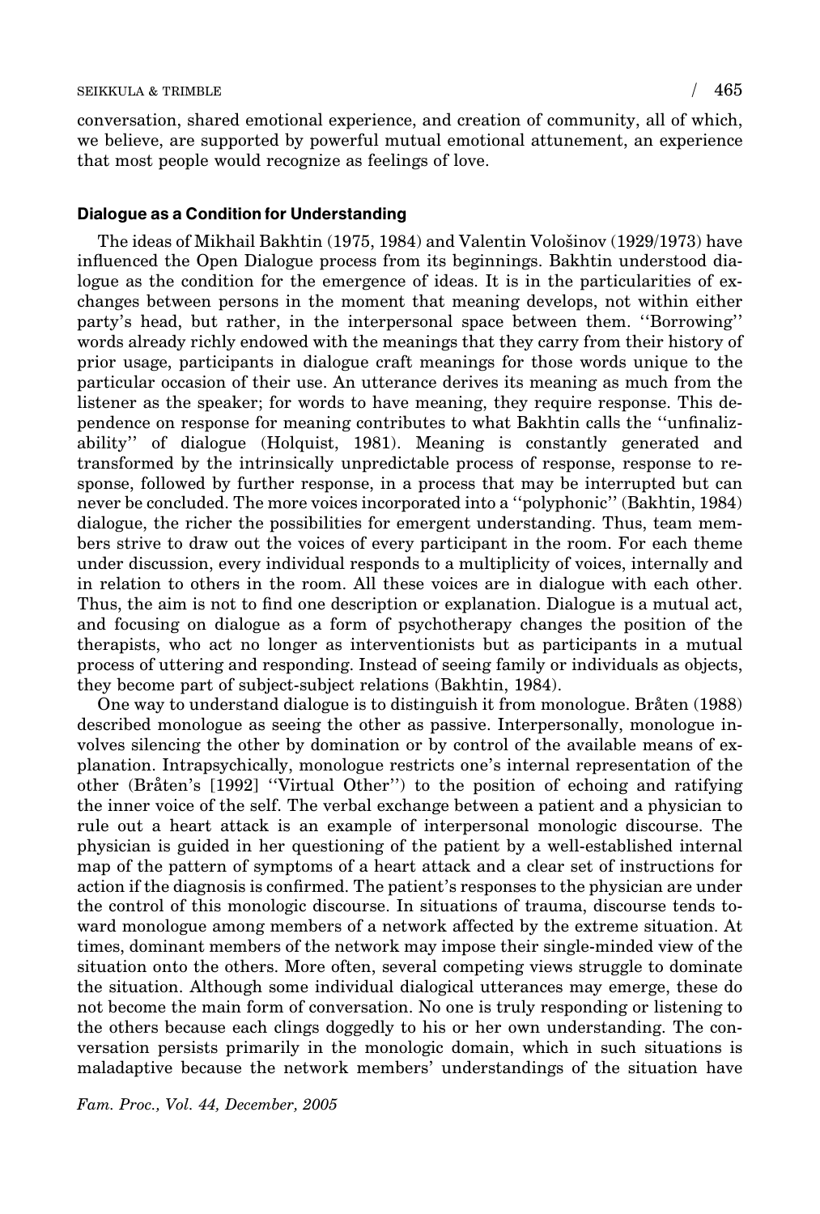conversation, shared emotional experience, and creation of community, all of which, we believe, are supported by powerful mutual emotional attunement, an experience that most people would recognize as feelings of love.

### Dialogue as a Condition for Understanding

The ideas of Mikhail Bakhtin (1975, 1984) and Valentin Vološinov (1929/1973) have influenced the Open Dialogue process from its beginnings. Bakhtin understood dialogue as the condition for the emergence of ideas. It is in the particularities of exchanges between persons in the moment that meaning develops, not within either party's head, but rather, in the interpersonal space between them. ''Borrowing'' words already richly endowed with the meanings that they carry from their history of prior usage, participants in dialogue craft meanings for those words unique to the particular occasion of their use. An utterance derives its meaning as much from the listener as the speaker; for words to have meaning, they require response. This dependence on response for meaning contributes to what Bakhtin calls the ''unfinalizability'' of dialogue (Holquist, 1981). Meaning is constantly generated and transformed by the intrinsically unpredictable process of response, response to response, followed by further response, in a process that may be interrupted but can never be concluded. The more voices incorporated into a ''polyphonic'' (Bakhtin, 1984) dialogue, the richer the possibilities for emergent understanding. Thus, team members strive to draw out the voices of every participant in the room. For each theme under discussion, every individual responds to a multiplicity of voices, internally and in relation to others in the room. All these voices are in dialogue with each other. Thus, the aim is not to find one description or explanation. Dialogue is a mutual act, and focusing on dialogue as a form of psychotherapy changes the position of the therapists, who act no longer as interventionists but as participants in a mutual process of uttering and responding. Instead of seeing family or individuals as objects, they become part of subject-subject relations (Bakhtin, 1984).

One way to understand dialogue is to distinguish it from monologue. Bråten (1988) described monologue as seeing the other as passive. Interpersonally, monologue involves silencing the other by domination or by control of the available means of explanation. Intrapsychically, monologue restricts one's internal representation of the other (Bråten's [1992] ''Virtual Other'') to the position of echoing and ratifying the inner voice of the self. The verbal exchange between a patient and a physician to rule out a heart attack is an example of interpersonal monologic discourse. The physician is guided in her questioning of the patient by a well-established internal map of the pattern of symptoms of a heart attack and a clear set of instructions for action if the diagnosis is confirmed. The patient's responses to the physician are under the control of this monologic discourse. In situations of trauma, discourse tends toward monologue among members of a network affected by the extreme situation. At times, dominant members of the network may impose their single-minded view of the situation onto the others. More often, several competing views struggle to dominate the situation. Although some individual dialogical utterances may emerge, these do not become the main form of conversation. No one is truly responding or listening to the others because each clings doggedly to his or her own understanding. The conversation persists primarily in the monologic domain, which in such situations is maladaptive because the network members' understandings of the situation have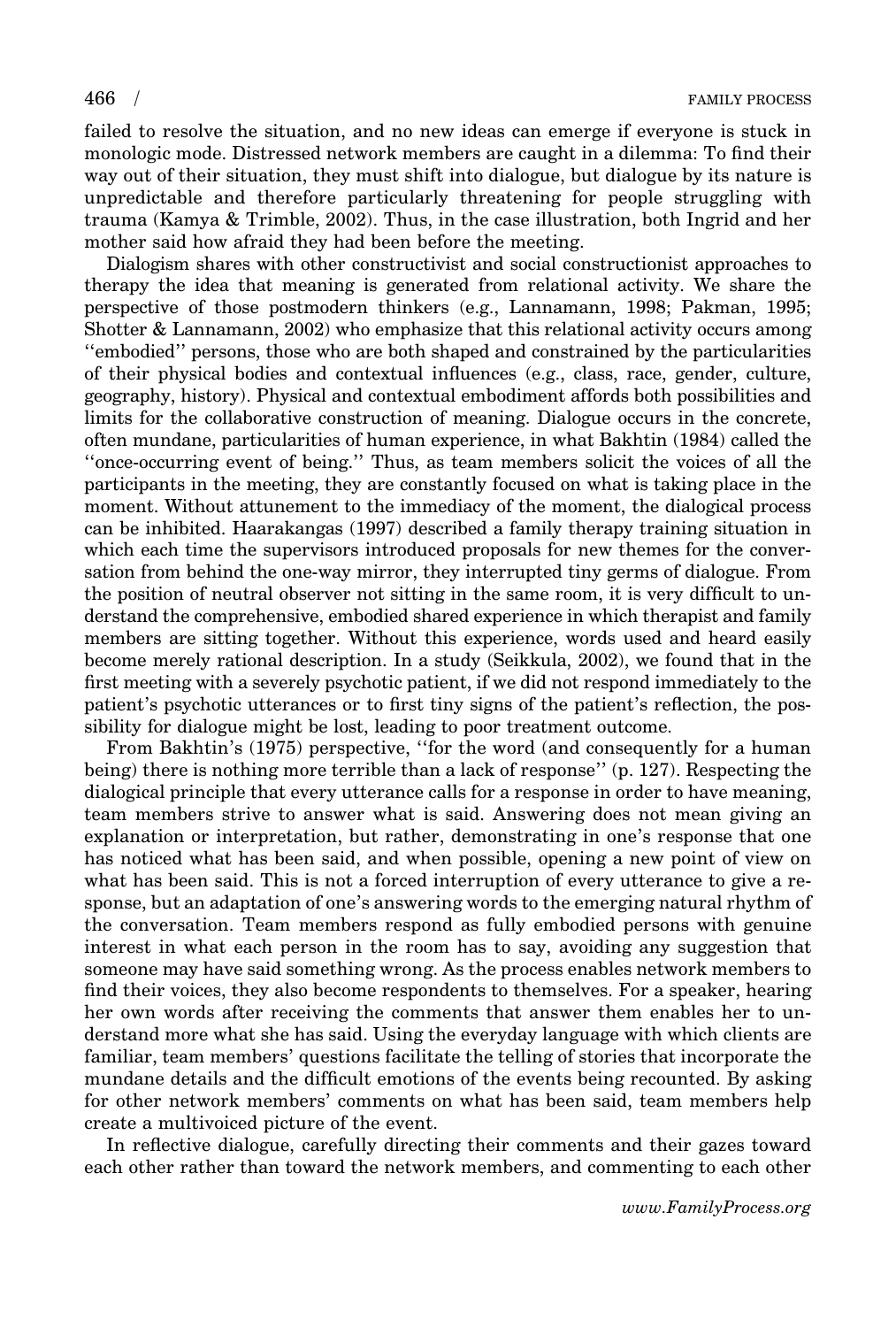failed to resolve the situation, and no new ideas can emerge if everyone is stuck in monologic mode. Distressed network members are caught in a dilemma: To find their way out of their situation, they must shift into dialogue, but dialogue by its nature is unpredictable and therefore particularly threatening for people struggling with trauma (Kamya & Trimble, 2002). Thus, in the case illustration, both Ingrid and her mother said how afraid they had been before the meeting.

Dialogism shares with other constructivist and social constructionist approaches to therapy the idea that meaning is generated from relational activity. We share the perspective of those postmodern thinkers (e.g., Lannamann, 1998; Pakman, 1995; Shotter & Lannamann, 2002) who emphasize that this relational activity occurs among ''embodied'' persons, those who are both shaped and constrained by the particularities of their physical bodies and contextual influences (e.g., class, race, gender, culture, geography, history). Physical and contextual embodiment affords both possibilities and limits for the collaborative construction of meaning. Dialogue occurs in the concrete, often mundane, particularities of human experience, in what Bakhtin (1984) called the ''once-occurring event of being.'' Thus, as team members solicit the voices of all the participants in the meeting, they are constantly focused on what is taking place in the moment. Without attunement to the immediacy of the moment, the dialogical process can be inhibited. Haarakangas (1997) described a family therapy training situation in which each time the supervisors introduced proposals for new themes for the conversation from behind the one-way mirror, they interrupted tiny germs of dialogue. From the position of neutral observer not sitting in the same room, it is very difficult to understand the comprehensive, embodied shared experience in which therapist and family members are sitting together. Without this experience, words used and heard easily become merely rational description. In a study (Seikkula, 2002), we found that in the first meeting with a severely psychotic patient, if we did not respond immediately to the patient's psychotic utterances or to first tiny signs of the patient's reflection, the possibility for dialogue might be lost, leading to poor treatment outcome.

From Bakhtin's (1975) perspective, ''for the word (and consequently for a human being) there is nothing more terrible than a lack of response'' (p. 127). Respecting the dialogical principle that every utterance calls for a response in order to have meaning, team members strive to answer what is said. Answering does not mean giving an explanation or interpretation, but rather, demonstrating in one's response that one has noticed what has been said, and when possible, opening a new point of view on what has been said. This is not a forced interruption of every utterance to give a response, but an adaptation of one's answering words to the emerging natural rhythm of the conversation. Team members respond as fully embodied persons with genuine interest in what each person in the room has to say, avoiding any suggestion that someone may have said something wrong. As the process enables network members to find their voices, they also become respondents to themselves. For a speaker, hearing her own words after receiving the comments that answer them enables her to understand more what she has said. Using the everyday language with which clients are familiar, team members' questions facilitate the telling of stories that incorporate the mundane details and the difficult emotions of the events being recounted. By asking for other network members' comments on what has been said, team members help create a multivoiced picture of the event.

In reflective dialogue, carefully directing their comments and their gazes toward each other rather than toward the network members, and commenting to each other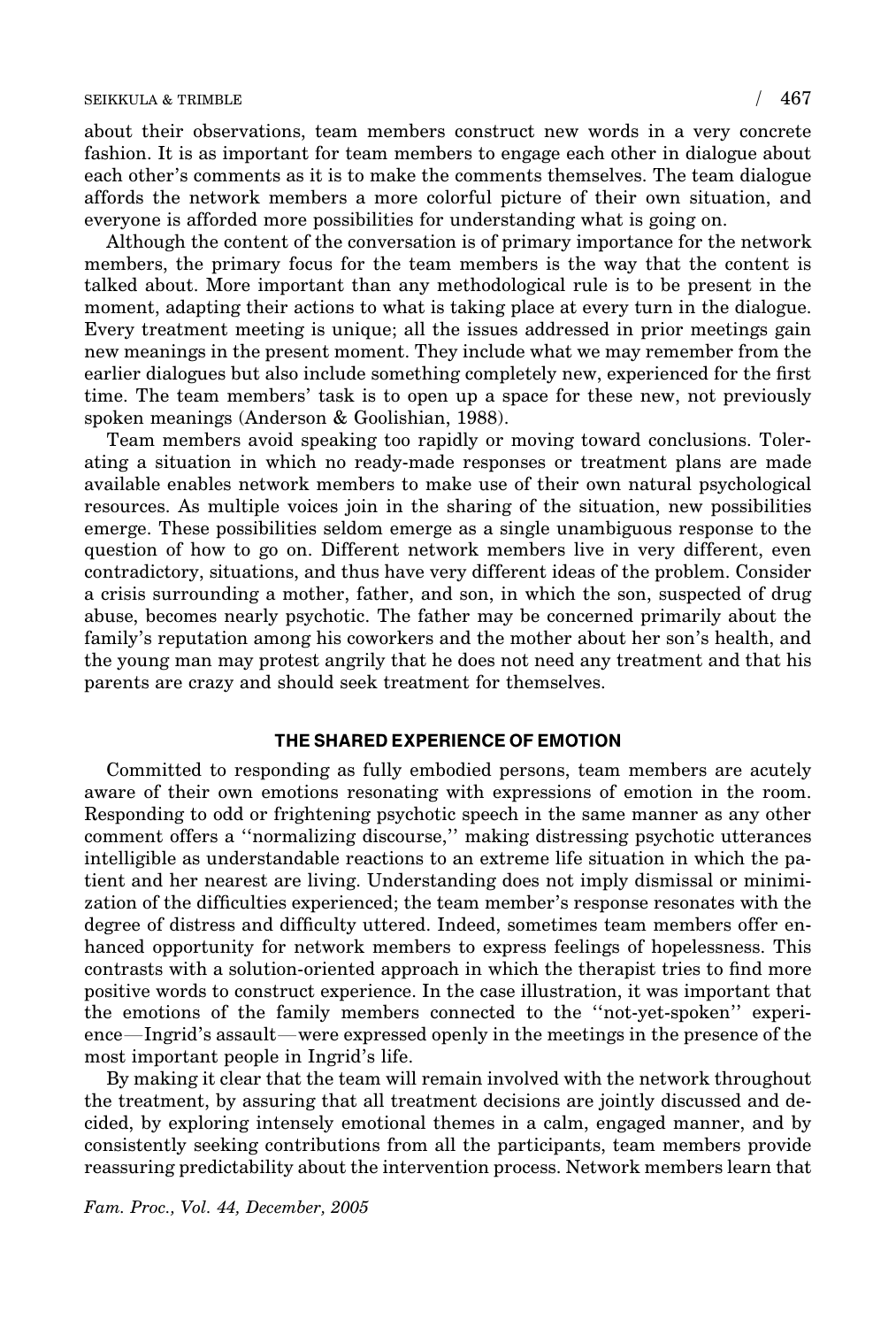about their observations, team members construct new words in a very concrete fashion. It is as important for team members to engage each other in dialogue about each other's comments as it is to make the comments themselves. The team dialogue affords the network members a more colorful picture of their own situation, and everyone is afforded more possibilities for understanding what is going on.

Although the content of the conversation is of primary importance for the network members, the primary focus for the team members is the way that the content is talked about. More important than any methodological rule is to be present in the moment, adapting their actions to what is taking place at every turn in the dialogue. Every treatment meeting is unique; all the issues addressed in prior meetings gain new meanings in the present moment. They include what we may remember from the earlier dialogues but also include something completely new, experienced for the first time. The team members' task is to open up a space for these new, not previously spoken meanings (Anderson & Goolishian, 1988).

Team members avoid speaking too rapidly or moving toward conclusions. Tolerating a situation in which no ready-made responses or treatment plans are made available enables network members to make use of their own natural psychological resources. As multiple voices join in the sharing of the situation, new possibilities emerge. These possibilities seldom emerge as a single unambiguous response to the question of how to go on. Different network members live in very different, even contradictory, situations, and thus have very different ideas of the problem. Consider a crisis surrounding a mother, father, and son, in which the son, suspected of drug abuse, becomes nearly psychotic. The father may be concerned primarily about the family's reputation among his coworkers and the mother about her son's health, and the young man may protest angrily that he does not need any treatment and that his parents are crazy and should seek treatment for themselves.

## THE SHARED EXPERIENCE OF EMOTION

Committed to responding as fully embodied persons, team members are acutely aware of their own emotions resonating with expressions of emotion in the room. Responding to odd or frightening psychotic speech in the same manner as any other comment offers a ''normalizing discourse,'' making distressing psychotic utterances intelligible as understandable reactions to an extreme life situation in which the patient and her nearest are living. Understanding does not imply dismissal or minimization of the difficulties experienced; the team member's response resonates with the degree of distress and difficulty uttered. Indeed, sometimes team members offer enhanced opportunity for network members to express feelings of hopelessness. This contrasts with a solution-oriented approach in which the therapist tries to find more positive words to construct experience. In the case illustration, it was important that the emotions of the family members connected to the ''not-yet-spoken'' experience—Ingrid's assault—were expressed openly in the meetings in the presence of the most important people in Ingrid's life.

By making it clear that the team will remain involved with the network throughout the treatment, by assuring that all treatment decisions are jointly discussed and decided, by exploring intensely emotional themes in a calm, engaged manner, and by consistently seeking contributions from all the participants, team members provide reassuring predictability about the intervention process. Network members learn that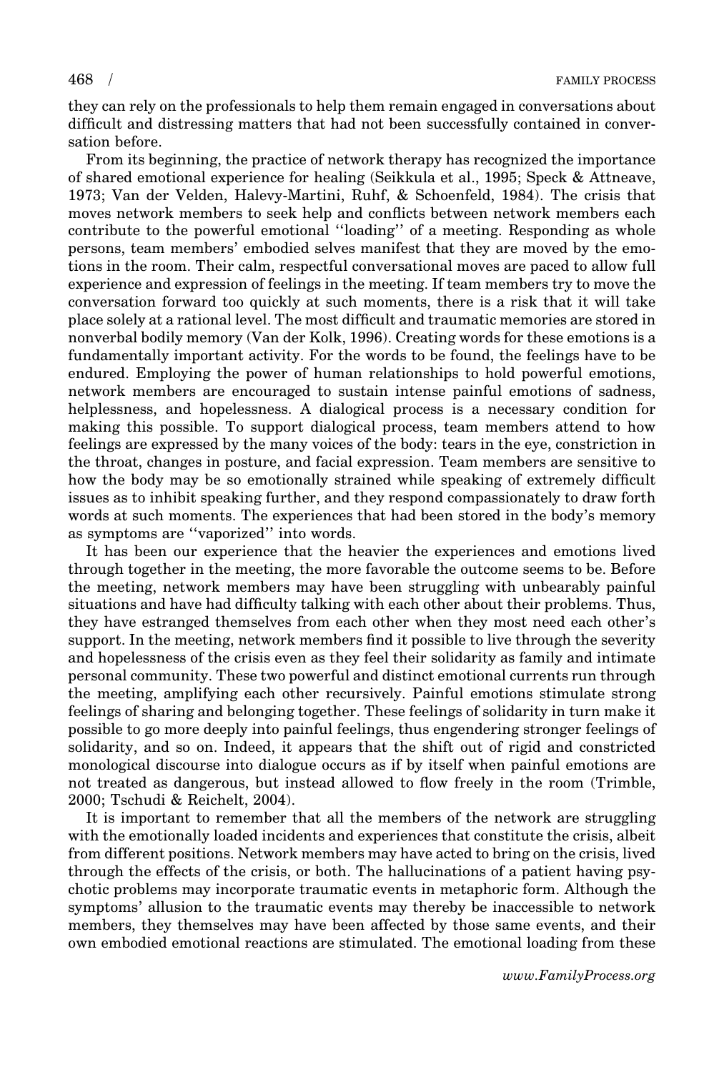they can rely on the professionals to help them remain engaged in conversations about difficult and distressing matters that had not been successfully contained in conversation before.

From its beginning, the practice of network therapy has recognized the importance of shared emotional experience for healing (Seikkula et al., 1995; Speck & Attneave, 1973; Van der Velden, Halevy-Martini, Ruhf, & Schoenfeld, 1984). The crisis that moves network members to seek help and conflicts between network members each contribute to the powerful emotional ''loading'' of a meeting. Responding as whole persons, team members' embodied selves manifest that they are moved by the emotions in the room. Their calm, respectful conversational moves are paced to allow full experience and expression of feelings in the meeting. If team members try to move the conversation forward too quickly at such moments, there is a risk that it will take place solely at a rational level. The most difficult and traumatic memories are stored in nonverbal bodily memory (Van der Kolk, 1996). Creating words for these emotions is a fundamentally important activity. For the words to be found, the feelings have to be endured. Employing the power of human relationships to hold powerful emotions, network members are encouraged to sustain intense painful emotions of sadness, helplessness, and hopelessness. A dialogical process is a necessary condition for making this possible. To support dialogical process, team members attend to how feelings are expressed by the many voices of the body: tears in the eye, constriction in the throat, changes in posture, and facial expression. Team members are sensitive to how the body may be so emotionally strained while speaking of extremely difficult issues as to inhibit speaking further, and they respond compassionately to draw forth words at such moments. The experiences that had been stored in the body's memory as symptoms are ''vaporized'' into words.

It has been our experience that the heavier the experiences and emotions lived through together in the meeting, the more favorable the outcome seems to be. Before the meeting, network members may have been struggling with unbearably painful situations and have had difficulty talking with each other about their problems. Thus, they have estranged themselves from each other when they most need each other's support. In the meeting, network members find it possible to live through the severity and hopelessness of the crisis even as they feel their solidarity as family and intimate personal community. These two powerful and distinct emotional currents run through the meeting, amplifying each other recursively. Painful emotions stimulate strong feelings of sharing and belonging together. These feelings of solidarity in turn make it possible to go more deeply into painful feelings, thus engendering stronger feelings of solidarity, and so on. Indeed, it appears that the shift out of rigid and constricted monological discourse into dialogue occurs as if by itself when painful emotions are not treated as dangerous, but instead allowed to flow freely in the room (Trimble, 2000; Tschudi & Reichelt, 2004).

It is important to remember that all the members of the network are struggling with the emotionally loaded incidents and experiences that constitute the crisis, albeit from different positions. Network members may have acted to bring on the crisis, lived through the effects of the crisis, or both. The hallucinations of a patient having psychotic problems may incorporate traumatic events in metaphoric form. Although the symptoms' allusion to the traumatic events may thereby be inaccessible to network members, they themselves may have been affected by those same events, and their own embodied emotional reactions are stimulated. The emotional loading from these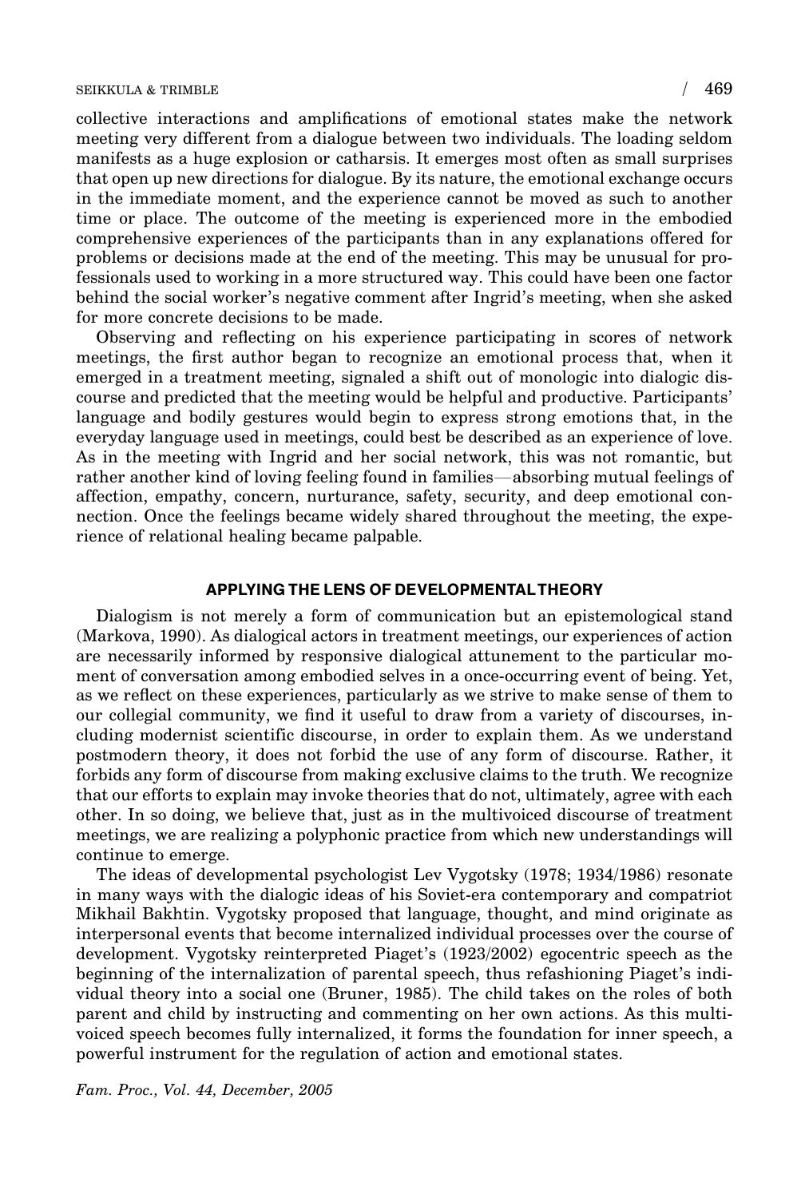collective interactions and amplifications of emotional states make the network meeting very different from a dialogue between two individuals. The loading seldom manifests as a huge explosion or catharsis. It emerges most often as small surprises that open up new directions for dialogue. By its nature, the emotional exchange occurs in the immediate moment, and the experience cannot be moved as such to another time or place. The outcome of the meeting is experienced more in the embodied comprehensive experiences of the participants than in any explanations offered for problems or decisions made at the end of the meeting. This may be unusual for professionals used to working in a more structured way. This could have been one factor behind the social worker's negative comment after Ingrid's meeting, when she asked for more concrete decisions to be made.

Observing and reflecting on his experience participating in scores of network meetings, the first author began to recognize an emotional process that, when it emerged in a treatment meeting, signaled a shift out of monologic into dialogic discourse and predicted that the meeting would be helpful and productive. Participants' language and bodily gestures would begin to express strong emotions that, in the everyday language used in meetings, could best be described as an experience of love. As in the meeting with Ingrid and her social network, this was not romantic, but rather another kind of loving feeling found in families—absorbing mutual feelings of affection, empathy, concern, nurturance, safety, security, and deep emotional connection. Once the feelings became widely shared throughout the meeting, the experience of relational healing became palpable.

## APPLYING THE LENS OF DEVELOPMENTAL THEORY

Dialogism is not merely a form of communication but an epistemological stand (Markova, 1990). As dialogical actors in treatment meetings, our experiences of action are necessarily informed by responsive dialogical attunement to the particular moment of conversation among embodied selves in a once-occurring event of being. Yet, as we reflect on these experiences, particularly as we strive to make sense of them to our collegial community, we find it useful to draw from a variety of discourses, including modernist scientific discourse, in order to explain them. As we understand postmodern theory, it does not forbid the use of any form of discourse. Rather, it forbids any form of discourse from making exclusive claims to the truth. We recognize that our efforts to explain may invoke theories that do not, ultimately, agree with each other. In so doing, we believe that, just as in the multivoiced discourse of treatment meetings, we are realizing a polyphonic practice from which new understandings will continue to emerge.

The ideas of developmental psychologist Lev Vygotsky (1978; 1934/1986) resonate in many ways with the dialogic ideas of his Soviet-era contemporary and compatriot Mikhail Bakhtin. Vygotsky proposed that language, thought, and mind originate as interpersonal events that become internalized individual processes over the course of development. Vygotsky reinterpreted Piaget's (1923/2002) egocentric speech as the beginning of the internalization of parental speech, thus refashioning Piaget's individual theory into a social one (Bruner, 1985). The child takes on the roles of both parent and child by instructing and commenting on her own actions. As this multivoiced speech becomes fully internalized, it forms the foundation for inner speech, a powerful instrument for the regulation of action and emotional states.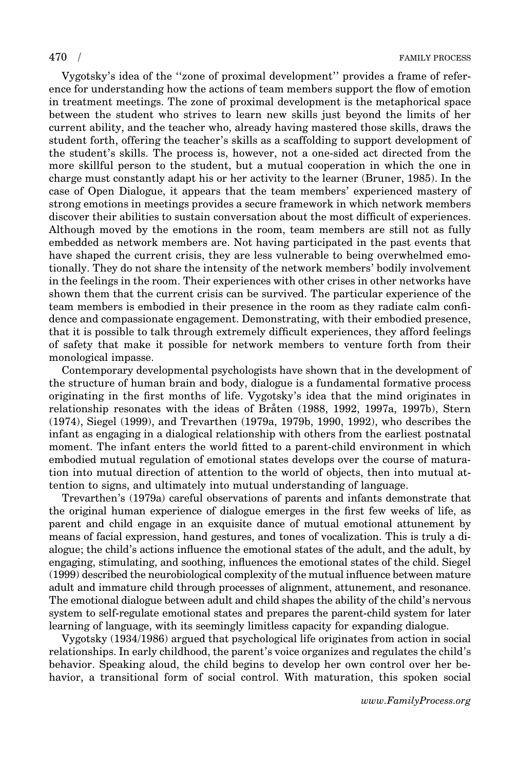Vygotsky's idea of the "zone of proximal development" provides a frame of reference for understanding how the actions of team members support the flow of emotion in treatment meetings. The zone of proximal development is the metaphorical space between the student who strives to learn new skills just beyond the limits of her current ability, and the teacher who, already having mastered those skills, draws the student forth, offering the teacher's skills as a scaffolding to support development of the student's skills. The process is, however, not a one-sided act directed from the more skillful person to the student, but a mutual cooperation in which the one in charge must constantly adapt his or her activity to the learner (Bruner, 1985). In the case of Open Dialogue, it appears that the team members' experienced mastery of strong emotions in meetings provides a secure framework in which network members discover their abilities to sustain conversation about the most difficult of experiences. Although moved by the emotions in the room, team members are still not as fully embedded as network members are. Not having participated in the past events that have shaped the current crisis, they are less vulnerable to being overwhelmed emotionally. They do not share the intensity of the network members' bodily involvement in the feelings in the room. Their experiences with other crises in other networks have shown them that the current crisis can be survived. The particular experience of the team members is embodied in their presence in the room as they radiate calm confidence and compassionate engagement. Demonstrating, with their embodied presence, that it is possible to talk through extremely difficult experiences, they afford feelings of safety that make it possible for network members to venture forth from their monological impasse.

Contemporary developmental psychologists have shown that in the development of the structure of human brain and body, dialogue is a fundamental formative process originating in the first months of life. Vygotsky's idea that the mind originates in relationship resonates with the ideas of Bråten (1988, 1992, 1997a, 1997b), Stern (1974), Siegel (1999), and Trevarthen (1979a, 1979b, 1990, 1992), who describes the infant as engaging in a dialogical relationship with others from the earliest postnatal moment. The infant enters the world fitted to a parent-child environment in which embodied mutual regulation of emotional states develops over the course of maturation into mutual direction of attention to the world of objects, then into mutual attention to signs, and ultimately into mutual understanding of language.

Trevarthen's (1979a) careful observations of parents and infants demonstrate that the original human experience of dialogue emerges in the first few weeks of life, as parent and child engage in an exquisite dance of mutual emotional attunement by means of facial expression, hand gestures, and tones of vocalization. This is truly a dialogue; the child's actions influence the emotional states of the adult, and the adult, by engaging, stimulating, and soothing, influences the emotional states of the child. Siegel (1999) described the neurobiological complexity of the mutual influence between mature adult and immature child through processes of alignment, attunement, and resonance. The emotional dialogue between adult and child shapes the ability of the child's nervous system to self-regulate emotional states and prepares the parent-child system for later learning of language, with its seemingly limitless capacity for expanding dialogue.

Vygotsky (1934/1986) argued that psychological life originates from action in social relationships. In early childhood, the parent's voice organizes and regulates the child's behavior. Speaking aloud, the child begins to develop her own control over her behavior, a transitional form of social control. With maturation, this spoken social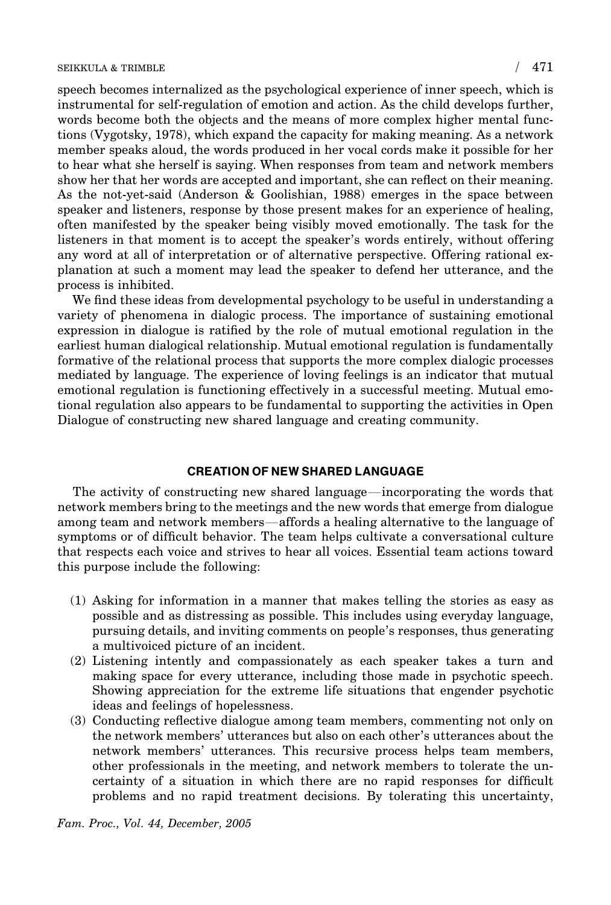speech becomes internalized as the psychological experience of inner speech, which is instrumental for self-regulation of emotion and action. As the child develops further, words become both the objects and the means of more complex higher mental functions (Vygotsky, 1978), which expand the capacity for making meaning. As a network member speaks aloud, the words produced in her vocal cords make it possible for her to hear what she herself is saying. When responses from team and network members show her that her words are accepted and important, she can reflect on their meaning. As the not-yet-said (Anderson & Goolishian, 1988) emerges in the space between speaker and listeners, response by those present makes for an experience of healing, often manifested by the speaker being visibly moved emotionally. The task for the listeners in that moment is to accept the speaker's words entirely, without offering any word at all of interpretation or of alternative perspective. Offering rational explanation at such a moment may lead the speaker to defend her utterance, and the process is inhibited.

We find these ideas from developmental psychology to be useful in understanding a variety of phenomena in dialogic process. The importance of sustaining emotional expression in dialogue is ratified by the role of mutual emotional regulation in the earliest human dialogical relationship. Mutual emotional regulation is fundamentally formative of the relational process that supports the more complex dialogic processes mediated by language. The experience of loving feelings is an indicator that mutual emotional regulation is functioning effectively in a successful meeting. Mutual emotional regulation also appears to be fundamental to supporting the activities in Open Dialogue of constructing new shared language and creating community.

## CREATION OF NEW SHARED LANGUAGE

The activity of constructing new shared language—incorporating the words that network members bring to the meetings and the new words that emerge from dialogue among team and network members—affords a healing alternative to the language of symptoms or of difficult behavior. The team helps cultivate a conversational culture that respects each voice and strives to hear all voices. Essential team actions toward this purpose include the following:

(1) Asking for information in a manner that makes telling the stories as easy as possible and as distressing as possible. This includes using everyday language, pursuing details, and inviting comments on people's responses, thus generating a multivoiced picture of an incident.

(2) Listening intently and compassionately as each speaker takes a turn and making space for every utterance, including those made in psychotic speech. Showing appreciation for the extreme life situations that engender psychotic ideas and feelings of hopelessness.

(3) Conducting reflective dialogue among team members, commenting not only on the network members' utterances but also on each other's utterances about the network members' utterances. This recursive process helps team members, other professionals in the meeting, and network members to tolerate the uncertainty of a situation in which there are no rapid responses for difficult problems and no rapid treatment decisions. By tolerating this uncertainty,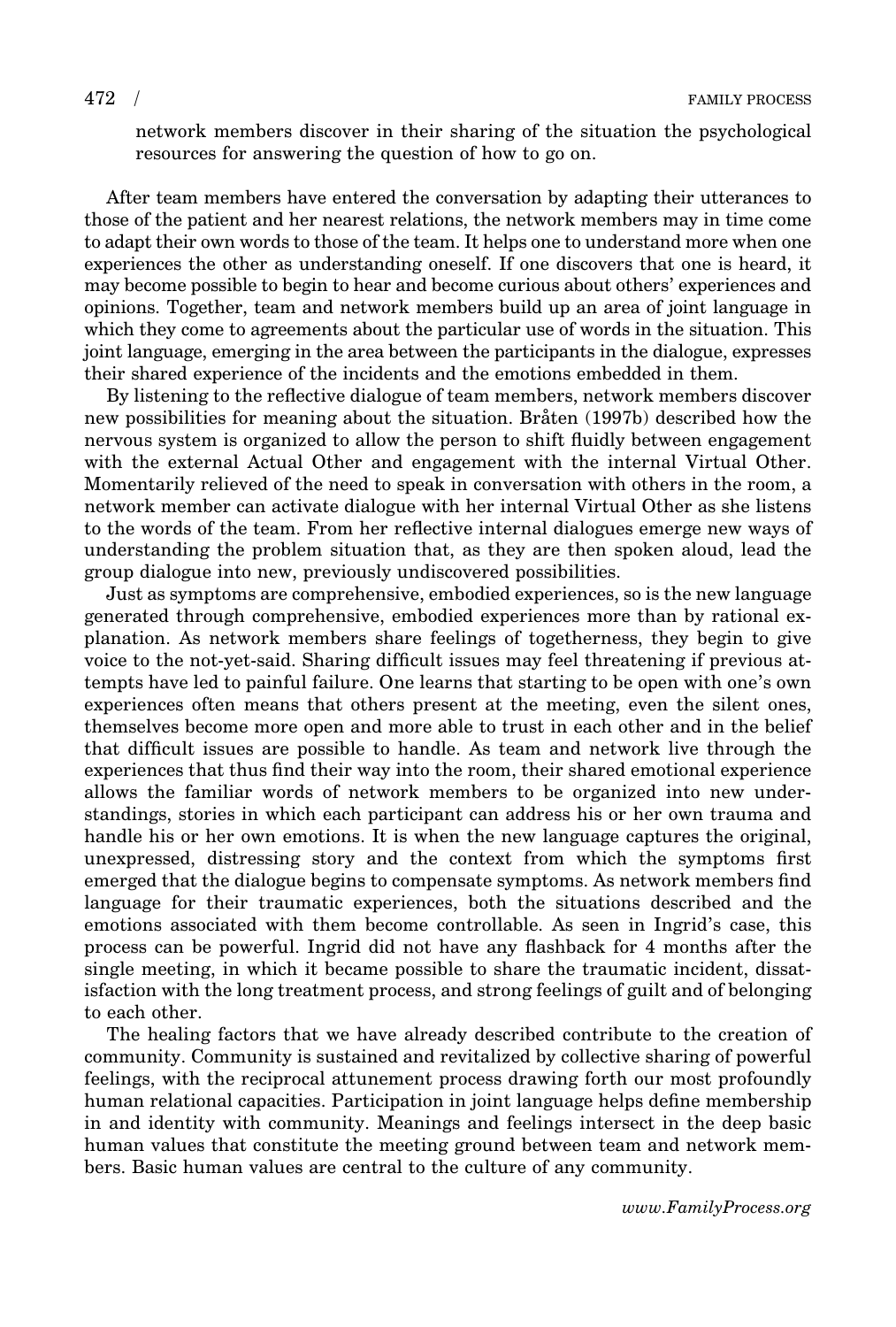network members discover in their sharing of the situation the psychological resources for answering the question of how to go on.

After team members have entered the conversation by adapting their utterances to those of the patient and her nearest relations, the network members may in time come to adapt their own words to those of the team. It helps one to understand more when one experiences the other as understanding oneself. If one discovers that one is heard, it may become possible to begin to hear and become curious about others' experiences and opinions. Together, team and network members build up an area of joint language in which they come to agreements about the particular use of words in the situation. This joint language, emerging in the area between the participants in the dialogue, expresses their shared experience of the incidents and the emotions embedded in them.

By listening to the reflective dialogue of team members, network members discover new possibilities for meaning about the situation. Bråten (1997b) described how the nervous system is organized to allow the person to shift fluidly between engagement with the external Actual Other and engagement with the internal Virtual Other. Momentarily relieved of the need to speak in conversation with others in the room, a network member can activate dialogue with her internal Virtual Other as she listens to the words of the team. From her reflective internal dialogues emerge new ways of understanding the problem situation that, as they are then spoken aloud, lead the group dialogue into new, previously undiscovered possibilities.

Just as symptoms are comprehensive, embodied experiences, so is the new language generated through comprehensive, embodied experiences more than by rational explanation. As network members share feelings of togetherness, they begin to give voice to the not-yet-said. Sharing difficult issues may feel threatening if previous attempts have led to painful failure. One learns that starting to be open with one's own experiences often means that others present at the meeting, even the silent ones, themselves become more open and more able to trust in each other and in the belief that difficult issues are possible to handle. As team and network live through the experiences that thus find their way into the room, their shared emotional experience allows the familiar words of network members to be organized into new understandings, stories in which each participant can address his or her own trauma and handle his or her own emotions. It is when the new language captures the original, unexpressed, distressing story and the context from which the symptoms first emerged that the dialogue begins to compensate symptoms. As network members find language for their traumatic experiences, both the situations described and the emotions associated with them become controllable. As seen in Ingrid's case, this process can be powerful. Ingrid did not have any flashback for 4 months after the single meeting, in which it became possible to share the traumatic incident, dissatisfaction with the long treatment process, and strong feelings of guilt and of belonging to each other.

The healing factors that we have already described contribute to the creation of community. Community is sustained and revitalized by collective sharing of powerful feelings, with the reciprocal attunement process drawing forth our most profoundly human relational capacities. Participation in joint language helps define membership in and identity with community. Meanings and feelings intersect in the deep basic human values that constitute the meeting ground between team and network members. Basic human values are central to the culture of any community.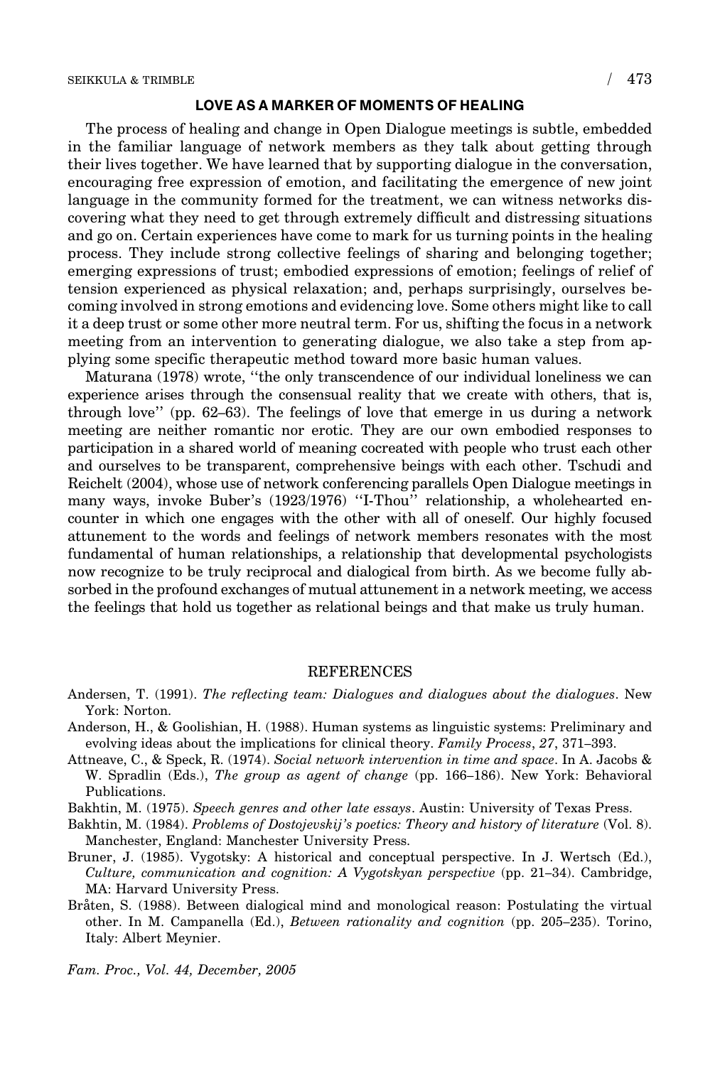## LOVE AS A MARKER OF MOMENTS OF HEALING

The process of healing and change in Open Dialogue meetings is subtle, embedded in the familiar language of network members as they talk about getting through their lives together. We have learned that by supporting dialogue in the conversation, encouraging free expression of emotion, and facilitating the emergence of new joint language in the community formed for the treatment, we can witness networks discovering what they need to get through extremely difficult and distressing situations and go on. Certain experiences have come to mark for us turning points in the healing process. They include strong collective feelings of sharing and belonging together; emerging expressions of trust; embodied expressions of emotion; feelings of relief of tension experienced as physical relaxation; and, perhaps surprisingly, ourselves becoming involved in strong emotions and evidencing love. Some others might like to call it a deep trust or some other more neutral term. For us, shifting the focus in a network meeting from an intervention to generating dialogue, we also take a step from applying some specific therapeutic method toward more basic human values.

Maturana (1978) wrote, ''the only transcendence of our individual loneliness we can experience arises through the consensual reality that we create with others, that is, through love'' (pp. 62–63). The feelings of love that emerge in us during a network meeting are neither romantic nor erotic. They are our own embodied responses to participation in a shared world of meaning cocreated with people who trust each other and ourselves to be transparent, comprehensive beings with each other. Tschudi and Reichelt (2004), whose use of network conferencing parallels Open Dialogue meetings in many ways, invoke Buber's (1923/1976) ''I-Thou'' relationship, a wholehearted encounter in which one engages with the other with all of oneself. Our highly focused attunement to the words and feelings of network members resonates with the most fundamental of human relationships, a relationship that developmental psychologists now recognize to be truly reciprocal and dialogical from birth. As we become fully absorbed in the profound exchanges of mutual attunement in a network meeting, we access the feelings that hold us together as relational beings and that make us truly human.

## REFERENCES

Andersen, T. (1991). *The reflecting team: Dialogues and dialogues about the dialogues*. New York: Norton.

Anderson, H., & Goolishian, H. (1988). Human systems as linguistic systems: Preliminary and evolving ideas about the implications for clinical theory. *Family Process*, *27*, 371–393.

Attneave, C., & Speck, R. (1974). *Social network intervention in time and space*. In A. Jacobs & W. Spradlin (Eds.), *The group as agent of change* (pp. 166–186). New York: Behavioral Publications.

Bakhtin, M. (1975). *Speech genres and other late essays*. Austin: University of Texas Press.

Bakhtin, M. (1984). *Problems of Dostojevskij's poetics: Theory and history of literature* (Vol. 8). Manchester, England: Manchester University Press.

Bruner, J. (1985). Vygotsky: A historical and conceptual perspective. In J. Wertsch (Ed.), *Culture, communication and cognition: A Vygotskyan perspective* (pp. 21–34). Cambridge, MA: Harvard University Press.

Bråten, S. (1988). Between dialogical mind and monological reason: Postulating the virtual other. In M. Campanella (Ed.), *Between rationality and cognition* (pp. 205–235). Torino, Italy: Albert Meynier.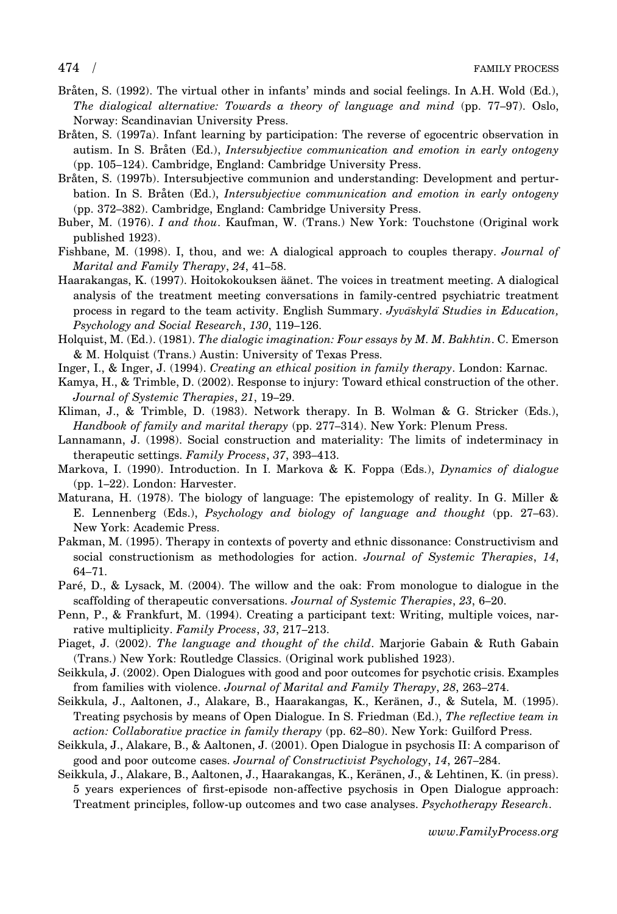Bråten, S. (1992). The virtual other in infants' minds and social feelings. In A.H. Wold (Ed.), *The dialogical alternative: Towards a theory of language and mind* (pp. 77–97). Oslo, Norway: Scandinavian University Press.

Bråten, S. (1997a). Infant learning by participation: The reverse of egocentric observation in autism. In S. Bråten (Ed.), *Intersubjective communication and emotion in early ontogeny* (pp. 105–124). Cambridge, England: Cambridge University Press.

Bråten, S. (1997b). Intersubjective communion and understanding: Development and perturbation. In S. Bråten (Ed.), *Intersubjective communication and emotion in early ontogeny* (pp. 372–382). Cambridge, England: Cambridge University Press.

Buber, M. (1976). *I and thou*. Kaufman, W. (Trans.) New York: Touchstone (Original work published 1923).

Fishbane, M. (1998). I, thou, and we: A dialogical approach to couples therapy. *Journal of Marital and Family Therapy*, *24*, 41–58.

Haarakangas, K. (1997). Hoitokokouksen äänet. The voices in treatment meeting. A dialogical analysis of the treatment meeting conversations in family-centred psychiatric treatment process in regard to the team activity. English Summary. *Jyväskylä Studies in Education, Psychology and Social Research*, *130*, 119–126.

Holquist, M. (Ed.). (1981). *The dialogic imagination: Four essays by M. M. Bakhtin*. C. Emerson & M. Holquist (Trans.) Austin: University of Texas Press.

Inger, I., & Inger, J. (1994). *Creating an ethical position in family therapy*. London: Karnac.

Kamya, H., & Trimble, D. (2002). Response to injury: Toward ethical construction of the other. *Journal of Systemic Therapies*, *21*, 19–29.

Kliman, J., & Trimble, D. (1983). Network therapy. In B. Wolman & G. Stricker (Eds.), *Handbook of family and marital therapy* (pp. 277–314). New York: Plenum Press.

Lannamann, J. (1998). Social construction and materiality: The limits of indeterminacy in therapeutic settings. *Family Process*, *37*, 393–413.

Markova, I. (1990). Introduction. In I. Markova & K. Foppa (Eds.), *Dynamics of dialogue* (pp. 1–22). London: Harvester.

Maturana, H. (1978). The biology of language: The epistemology of reality. In G. Miller & E. Lennenberg (Eds.), *Psychology and biology of language and thought* (pp. 27–63). New York: Academic Press.

Pakman, M. (1995). Therapy in contexts of poverty and ethnic dissonance: Constructivism and social constructionism as methodologies for action. *Journal of Systemic Therapies*, *14*, 64–71.

Paré, D., & Lysack, M. (2004). The willow and the oak: From monologue to dialogue in the scaffolding of therapeutic conversations. *Journal of Systemic Therapies*, *23*, 6–20.

Penn, P., & Frankfurt, M. (1994). Creating a participant text: Writing, multiple voices, narrative multiplicity. *Family Process*, *33*, 217–213.

Piaget, J. (2002). *The language and thought of the child*. Marjorie Gabain & Ruth Gabain (Trans.) New York: Routledge Classics. (Original work published 1923).

Seikkula, J. (2002). Open Dialogues with good and poor outcomes for psychotic crisis. Examples from families with violence. *Journal of Marital and Family Therapy*, *28*, 263–274.

Seikkula, J., Aaltonen, J., Alakare, B., Haarakangas, K., Keränen, J., & Sutela, M. (1995). Treating psychosis by means of Open Dialogue. In S. Friedman (Ed.), *The reflective team in action: Collaborative practice in family therapy* (pp. 62–80). New York: Guilford Press.

Seikkula, J., Alakare, B., & Aaltonen, J. (2001). Open Dialogue in psychosis II: A comparison of good and poor outcome cases. *Journal of Constructivist Psychology*, *14*, 267–284.

Seikkula, J., Alakare, B., Aaltonen, J., Haarakangas, K., Keränen, J., & Lehtinen, K. (in press). 5 years experiences of first-episode non-affective psychosis in Open Dialogue approach: Treatment principles, follow-up outcomes and two case analyses. *Psychotherapy Research*.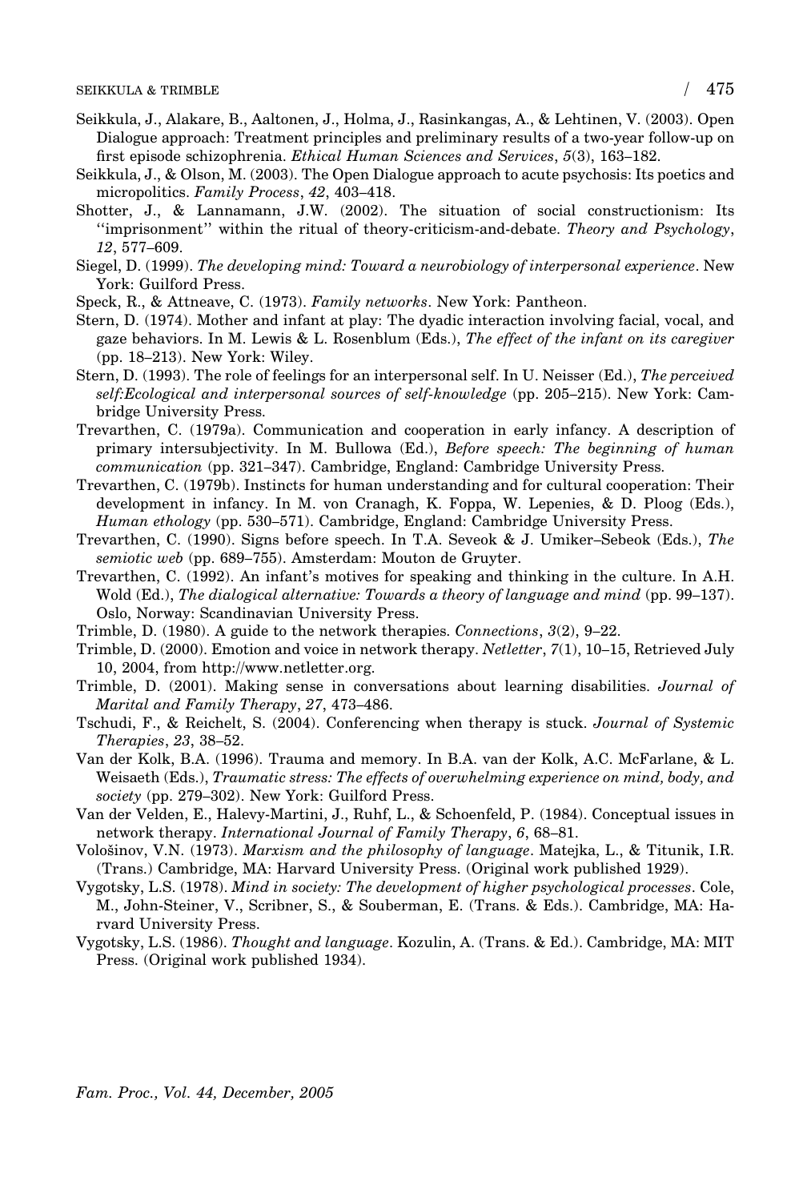Seikkula, J., Alakare, B., Aaltonen, J., Holma, J., Rasinkangas, A., & Lehtinen, V. (2003). Open Dialogue approach: Treatment principles and preliminary results of a two-year follow-up on first episode schizophrenia. *Ethical Human Sciences and Services*, *5*(3), 163–182.

Seikkula, J., & Olson, M. (2003). The Open Dialogue approach to acute psychosis: Its poetics and micropolitics. *Family Process*, *42*, 403–418.

Shotter, J., & Lannamann, J.W. (2002). The situation of social constructionism: Its ''imprisonment'' within the ritual of theory-criticism-and-debate. *Theory and Psychology*, *12*, 577–609.

Siegel, D. (1999). *The developing mind: Toward a neurobiology of interpersonal experience*. New York: Guilford Press.

Speck, R., & Attneave, C. (1973). *Family networks*. New York: Pantheon.

Stern, D. (1974). Mother and infant at play: The dyadic interaction involving facial, vocal, and gaze behaviors. In M. Lewis & L. Rosenblum (Eds.), *The effect of the infant on its caregiver* (pp. 18–213). New York: Wiley.

Stern, D. (1993). The role of feelings for an interpersonal self. In U. Neisser (Ed.), *The perceived self:Ecological and interpersonal sources of self-knowledge* (pp. 205–215). New York: Cambridge University Press.

Trevarthen, C. (1979a). Communication and cooperation in early infancy. A description of primary intersubjectivity. In M. Bullowa (Ed.), *Before speech: The beginning of human communication* (pp. 321–347). Cambridge, England: Cambridge University Press.

Trevarthen, C. (1979b). Instincts for human understanding and for cultural cooperation: Their development in infancy. In M. von Cranagh, K. Foppa, W. Lepenies, & D. Ploog (Eds.), *Human ethology* (pp. 530–571). Cambridge, England: Cambridge University Press.

Trevarthen, C. (1990). Signs before speech. In T.A. Seveok & J. Umiker–Sebeok (Eds.), *The semiotic web* (pp. 689–755). Amsterdam: Mouton de Gruyter.

Trevarthen, C. (1992). An infant's motives for speaking and thinking in the culture. In A.H. Wold (Ed.), *The dialogical alternative: Towards a theory of language and mind* (pp. 99–137). Oslo, Norway: Scandinavian University Press.

Trimble, D. (1980). A guide to the network therapies. *Connections*, *3*(2), 9–22.

Trimble, D. (2000). Emotion and voice in network therapy. *Netletter*, *7*(1), 10–15, Retrieved July 10, 2004, from http://www.netletter.org.

Trimble, D. (2001). Making sense in conversations about learning disabilities. *Journal of Marital and Family Therapy*, *27*, 473–486.

Tschudi, F., & Reichelt, S. (2004). Conferencing when therapy is stuck. *Journal of Systemic Therapies*, *23*, 38–52.

Van der Kolk, B.A. (1996). Trauma and memory. In B.A. van der Kolk, A.C. McFarlane, & L. Weisaeth (Eds.), *Traumatic stress: The effects of overwhelming experience on mind, body, and society* (pp. 279–302). New York: Guilford Press.

Van der Velden, E., Halevy-Martini, J., Ruhf, L., & Schoenfeld, P. (1984). Conceptual issues in network therapy. *International Journal of Family Therapy*, *6*, 68–81.

Vološinov, V.N. (1973). *Marxism and the philosophy of language*. Matejka, L., & Titunik, I.R. (Trans.) Cambridge, MA: Harvard University Press. (Original work published 1929).

Vygotsky, L.S. (1978). *Mind in society: The development of higher psychological processes*. Cole, M., John-Steiner, V., Scribner, S., & Souberman, E. (Trans. & Eds.). Cambridge, MA: Harvard University Press.

Vygotsky, L.S. (1986). *Thought and language*. Kozulin, A. (Trans. & Ed.). Cambridge, MA: MIT Press. (Original work published 1934).